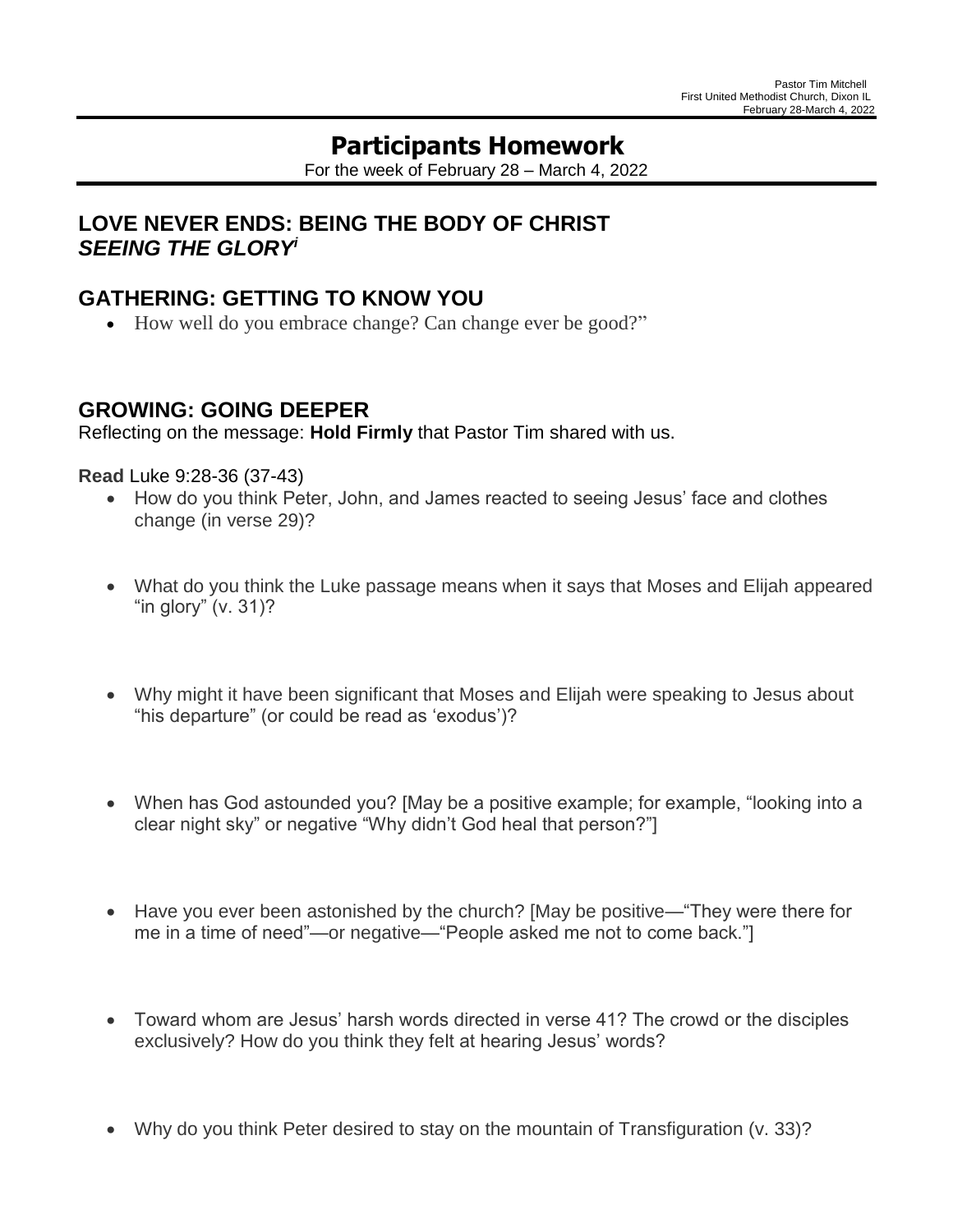Pastor Tim Mitchell
First United Methodist Church, Dixon IL
February 28-March 4, 2022

# Participants Homework

For the week of February 28 – March 4, 2022

## LOVE NEVER ENDS: BEING THE BODY OF CHRIST
## *SEEING THE GLORY*[i]

## GATHERING: GETTING TO KNOW YOU

- How well do you embrace change? Can change ever be good?"

## GROWING: GOING DEEPER

Reflecting on the message: **Hold Firmly** that Pastor Tim shared with us.

**Read** Luke 9:28-36 (37-43)

- How do you think Peter, John, and James reacted to seeing Jesus' face and clothes change (in verse 29)?
- What do you think the Luke passage means when it says that Moses and Elijah appeared "in glory" (v. 31)?
- Why might it have been significant that Moses and Elijah were speaking to Jesus about "his departure" (or could be read as 'exodus')?
- When has God astounded you? [May be a positive example; for example, "looking into a clear night sky" or negative "Why didn't God heal that person?"]
- Have you ever been astonished by the church? [May be positive—"They were there for me in a time of need"—or negative—"People asked me not to come back."]
- Toward whom are Jesus' harsh words directed in verse 41? The crowd or the disciples exclusively? How do you think they felt at hearing Jesus' words?
- Why do you think Peter desired to stay on the mountain of Transfiguration (v. 33)?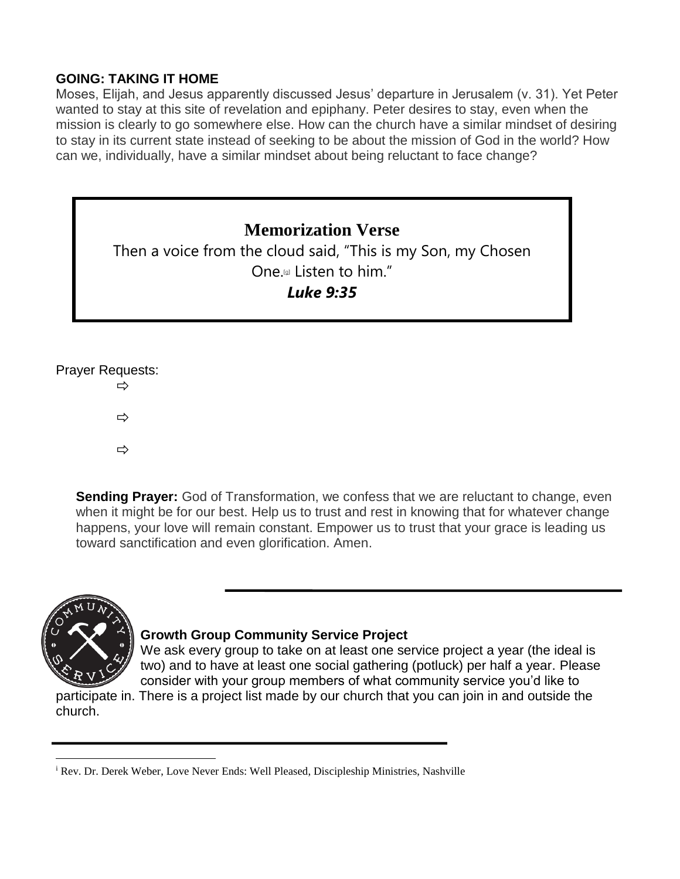**GOING: TAKING IT HOME**

Moses, Elijah, and Jesus apparently discussed Jesus' departure in Jerusalem (v. 31). Yet Peter wanted to stay at this site of revelation and epiphany. Peter desires to stay, even when the mission is clearly to go somewhere else. How can the church have a similar mindset of desiring to stay in its current state instead of seeking to be about the mission of God in the world? How can we, individually, have a similar mindset about being reluctant to face change?

## Memorization Verse

Then a voice from the cloud said, "This is my Son, my Chosen One.[g] Listen to him."

***Luke 9:35***

Prayer Requests:

⇨

⇨

⇨

**Sending Prayer:** God of Transformation, we confess that we are reluctant to change, even when it might be for our best. Help us to trust and rest in knowing that for whatever change happens, your love will remain constant. Empower us to trust that your grace is leading us toward sanctification and even glorification. Amen.

**Growth Group Community Service Project**

We ask every group to take on at least one service project a year (the ideal is two) and to have at least one social gathering (potluck) per half a year. Please consider with your group members of what community service you'd like to participate in. There is a project list made by our church that you can join in and outside the church.

[i] Rev. Dr. Derek Weber, Love Never Ends: Well Pleased, Discipleship Ministries, Nashville